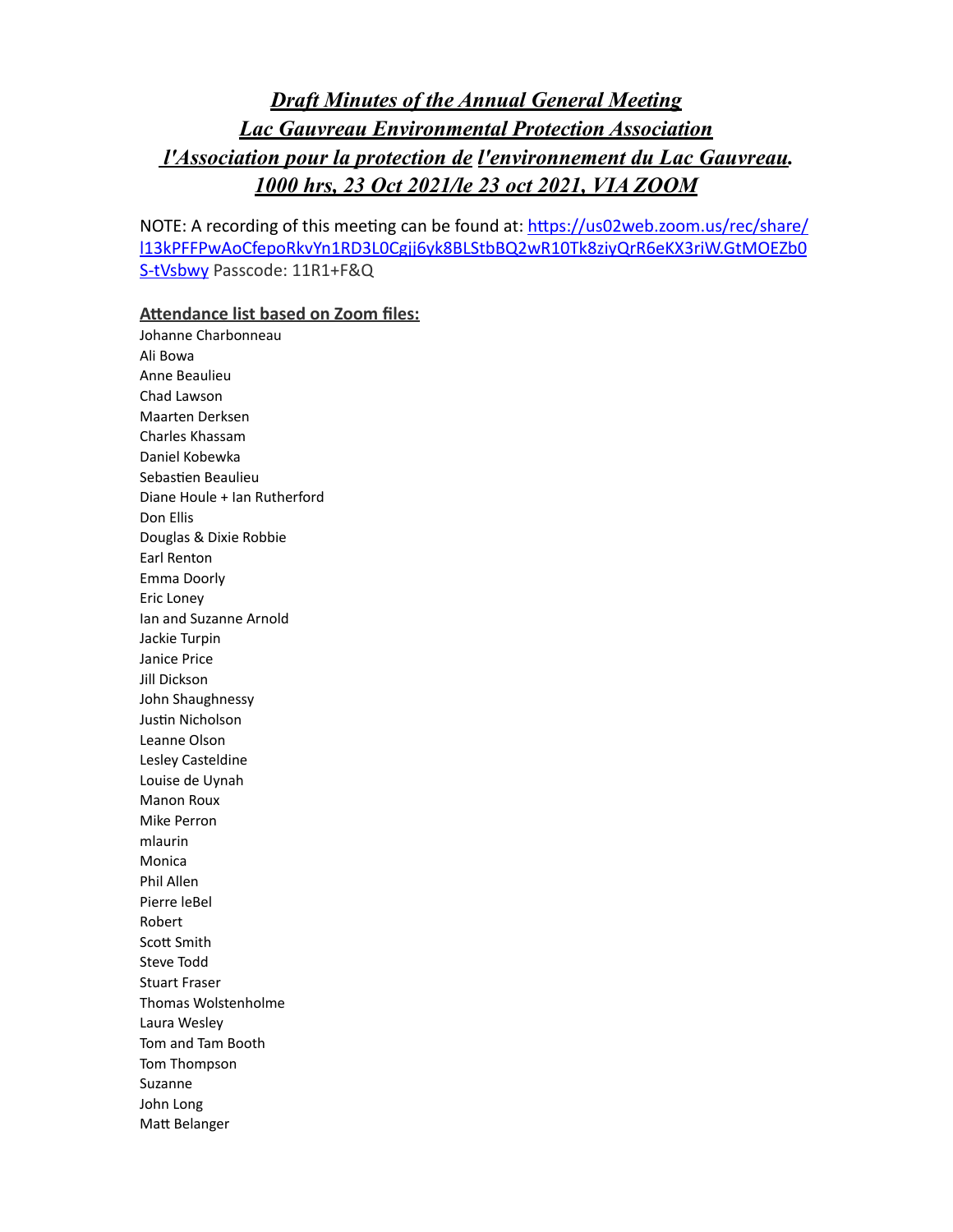# *Draft Minutes of the Annual General Meeting*
# *Lac Gauvreau Environmental Protection Association*
# *l'Association pour la protection de l'environnement du Lac Gauvreau.*
# *1000 hrs, 23 Oct 2021/le 23 oct 2021, VIA ZOOM*

NOTE: A recording of this meeting can be found at: [https://us02web.zoom.us/rec/share/l13kPFFPwAoCfepoRkvYn1RD3L0Cgjj6yk8BLStbBQ2wR10Tk8ziyQrR6eKX3riW.GtMOEZb0S-tVsbwy](https://us02web.zoom.us/rec/share/l13kPFFPwAoCfepoRkvYn1RD3L0Cgjj6yk8BLStbBQ2wR10Tk8ziyQrR6eKX3riW.GtMOEZb0S-tVsbwy) Passcode: 11R1+F&Q

**Attendance list based on Zoom files:**

Johanne Charbonneau
Ali Bowa
Anne Beaulieu
Chad Lawson
Maarten Derksen
Charles Khassam
Daniel Kobewka
Sebastien Beaulieu
Diane Houle + Ian Rutherford
Don Ellis
Douglas & Dixie Robbie
Earl Renton
Emma Doorly
Eric Loney
Ian and Suzanne Arnold
Jackie Turpin
Janice Price
Jill Dickson
John Shaughnessy
Justin Nicholson
Leanne Olson
Lesley Casteldine
Louise de Uynah
Manon Roux
Mike Perron
mlaurin
Monica
Phil Allen
Pierre leBel
Robert
Scott Smith
Steve Todd
Stuart Fraser
Thomas Wolstenholme
Laura Wesley
Tom and Tam Booth
Tom Thompson
Suzanne
John Long
Matt Belanger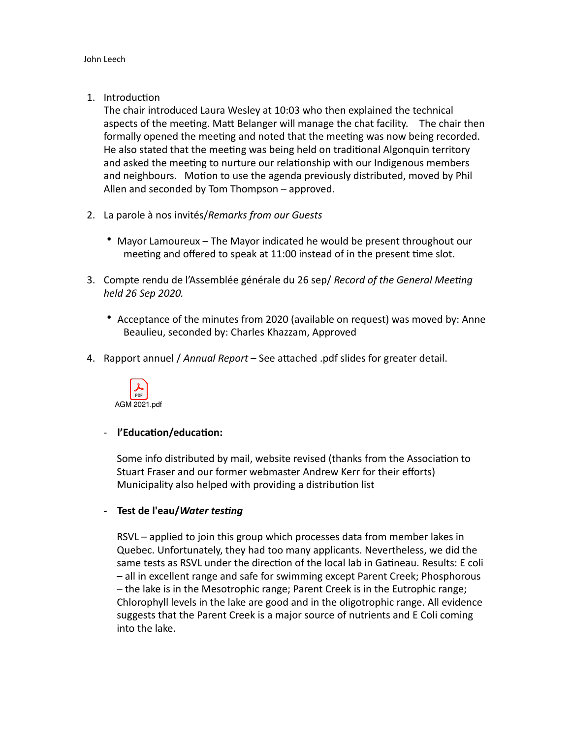John Leech

1. Introduction
   The chair introduced Laura Wesley at 10:03 who then explained the technical aspects of the meeting. Matt Belanger will manage the chat facility. The chair then formally opened the meeting and noted that the meeting was now being recorded. He also stated that the meeting was being held on traditional Algonquin territory and asked the meeting to nurture our relationship with our Indigenous members and neighbours. Motion to use the agenda previously distributed, moved by Phil Allen and seconded by Tom Thompson – approved.

2. La parole à nos invités/*Remarks from our Guests*

   - Mayor Lamoureux – The Mayor indicated he would be present throughout our meeting and offered to speak at 11:00 instead of in the present time slot.

3. Compte rendu de l'Assemblée générale du 26 sep/ *Record of the General Meeting held 26 Sep 2020.*

   - Acceptance of the minutes from 2020 (available on request) was moved by: Anne Beaulieu, seconded by: Charles Khazzam, Approved

4. Rapport annuel / *Annual Report* – See attached .pdf slides for greater detail.

   AGM 2021.pdf

   - **l'Education/education:**

     Some info distributed by mail, website revised (thanks from the Association to Stuart Fraser and our former webmaster Andrew Kerr for their efforts) Municipality also helped with providing a distribution list

   - **Test de l'eau/*Water testing***

     RSVL – applied to join this group which processes data from member lakes in Quebec. Unfortunately, they had too many applicants. Nevertheless, we did the same tests as RSVL under the direction of the local lab in Gatineau. Results: E coli – all in excellent range and safe for swimming except Parent Creek; Phosphorous – the lake is in the Mesotrophic range; Parent Creek is in the Eutrophic range; Chlorophyll levels in the lake are good and in the oligotrophic range. All evidence suggests that the Parent Creek is a major source of nutrients and E Coli coming into the lake.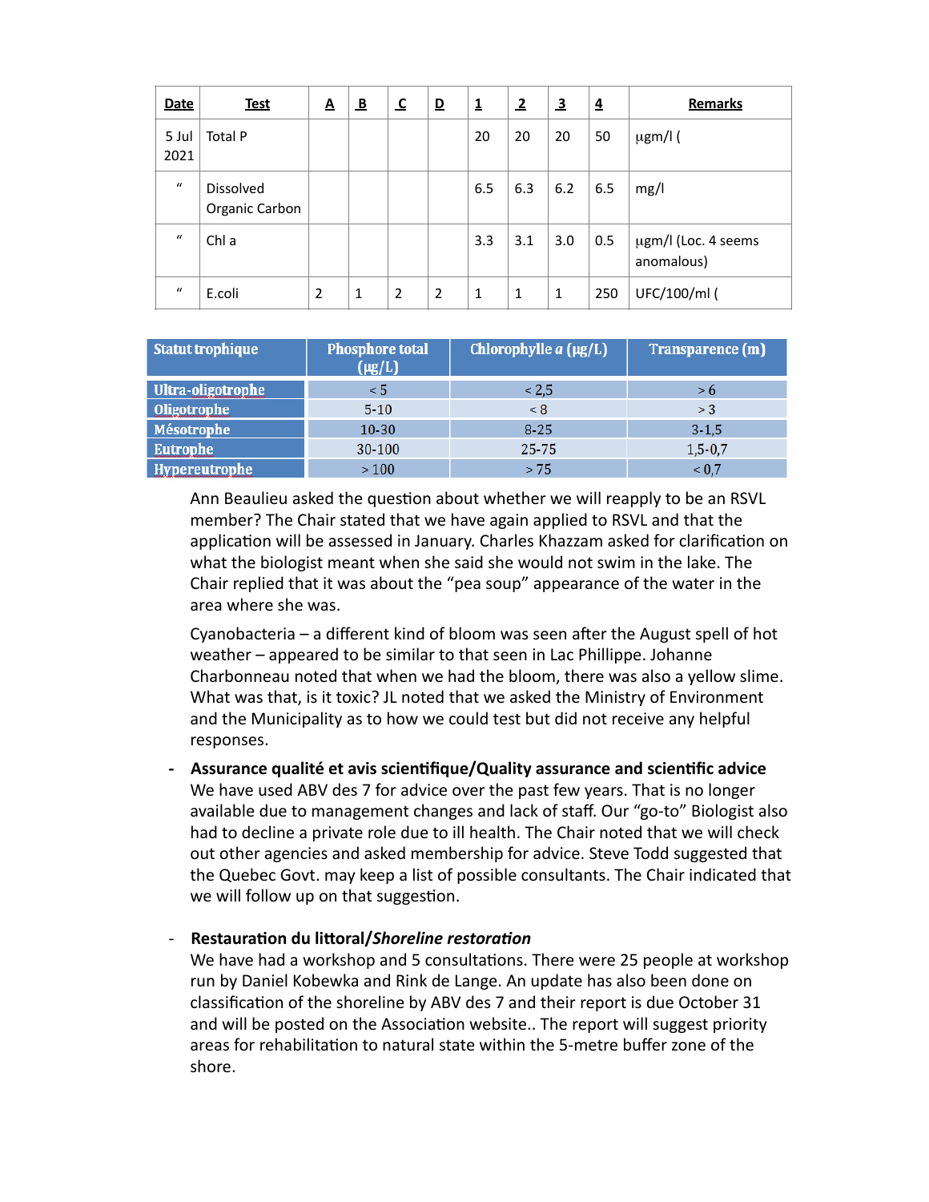| Date | Test | A | B | C | D | 1 | 2 | 3 | 4 | Remarks |
|---|---|---|---|---|---|---|---|---|---|---|
| 5 Jul 2021 | Total P | | | | | 20 | 20 | 20 | 50 | μgm/l ( |
| " | Dissolved Organic Carbon | | | | | 6.5 | 6.3 | 6.2 | 6.5 | mg/l |
| " | Chl a | | | | | 3.3 | 3.1 | 3.0 | 0.5 | μgm/l (Loc. 4 seems anomalous) |
| " | E.coli | 2 | 1 | 2 | 2 | 1 | 1 | 1 | 250 | UFC/100/ml ( |

| Statut trophique | Phosphore total (μg/L) | Chlorophylle *a* (μg/L) | Transparence (m) |
|---|---|---|---|
| Ultra-oligotrophe | < 5 | < 2,5 | > 6 |
| Oligotrophe | 5-10 | < 8 | > 3 |
| Mésotrophe | 10-30 | 8-25 | 3-1,5 |
| Eutrophe | 30-100 | 25-75 | 1,5-0,7 |
| Hypereutrophe | > 100 | > 75 | < 0,7 |

Ann Beaulieu asked the question about whether we will reapply to be an RSVL member? The Chair stated that we have again applied to RSVL and that the application will be assessed in January. Charles Khazzam asked for clarification on what the biologist meant when she said she would not swim in the lake. The Chair replied that it was about the "pea soup" appearance of the water in the area where she was.

Cyanobacteria – a different kind of bloom was seen after the August spell of hot weather – appeared to be similar to that seen in Lac Phillippe. Johanne Charbonneau noted that when we had the bloom, there was also a yellow slime. What was that, is it toxic? JL noted that we asked the Ministry of Environment and the Municipality as to how we could test but did not receive any helpful responses.

- **Assurance qualité et avis scientifique/Quality assurance and scientific advice**
  We have used ABV des 7 for advice over the past few years. That is no longer available due to management changes and lack of staff. Our "go-to" Biologist also had to decline a private role due to ill health. The Chair noted that we will check out other agencies and asked membership for advice. Steve Todd suggested that the Quebec Govt. may keep a list of possible consultants. The Chair indicated that we will follow up on that suggestion.

- **Restauration du littoral/*Shoreline restoration***
  We have had a workshop and 5 consultations. There were 25 people at workshop run by Daniel Kobewka and Rink de Lange. An update has also been done on classification of the shoreline by ABV des 7 and their report is due October 31 and will be posted on the Association website.. The report will suggest priority areas for rehabilitation to natural state within the 5-metre buffer zone of the shore.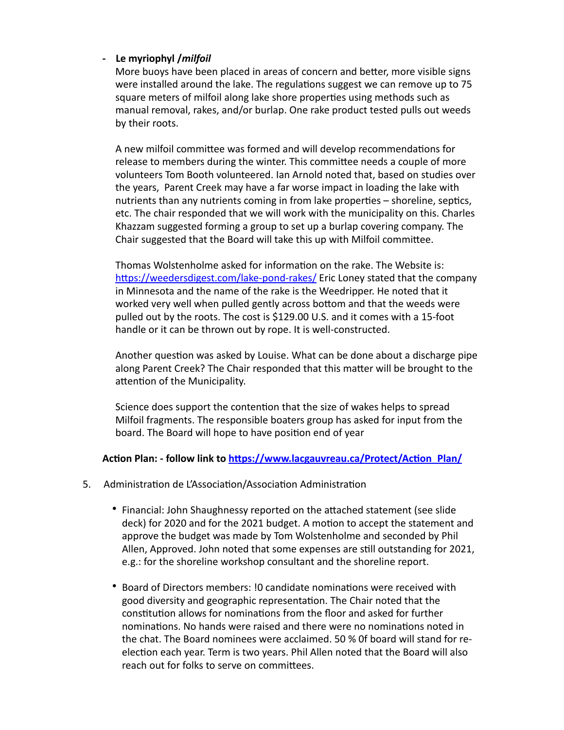- **Le myriophyl /*milfoil***

  More buoys have been placed in areas of concern and better, more visible signs were installed around the lake. The regulations suggest we can remove up to 75 square meters of milfoil along lake shore properties using methods such as manual removal, rakes, and/or burlap. One rake product tested pulls out weeds by their roots.

  A new milfoil committee was formed and will develop recommendations for release to members during the winter. This committee needs a couple of more volunteers Tom Booth volunteered. Ian Arnold noted that, based on studies over the years, Parent Creek may have a far worse impact in loading the lake with nutrients than any nutrients coming in from lake properties – shoreline, septics, etc. The chair responded that we will work with the municipality on this. Charles Khazzam suggested forming a group to set up a burlap covering company. The Chair suggested that the Board will take this up with Milfoil committee.

  Thomas Wolstenholme asked for information on the rake. The Website is: [https://weedersdigest.com/lake-pond-rakes/](https://weedersdigest.com/lake-pond-rakes/) Eric Loney stated that the company in Minnesota and the name of the rake is the Weedripper. He noted that it worked very well when pulled gently across bottom and that the weeds were pulled out by the roots. The cost is $129.00 U.S. and it comes with a 15-foot handle or it can be thrown out by rope. It is well-constructed.

  Another question was asked by Louise. What can be done about a discharge pipe along Parent Creek? The Chair responded that this matter will be brought to the attention of the Municipality.

  Science does support the contention that the size of wakes helps to spread Milfoil fragments. The responsible boaters group has asked for input from the board. The Board will hope to have position end of year

**Action Plan: - follow link to [https://www.lacgauvreau.ca/Protect/Action_Plan/](https://www.lacgauvreau.ca/Protect/Action_Plan/)**

5. Administration de L'Association/Association Administration

   - Financial: John Shaughnessy reported on the attached statement (see slide deck) for 2020 and for the 2021 budget. A motion to accept the statement and approve the budget was made by Tom Wolstenholme and seconded by Phil Allen, Approved. John noted that some expenses are still outstanding for 2021, e.g.: for the shoreline workshop consultant and the shoreline report.

   - Board of Directors members: !0 candidate nominations were received with good diversity and geographic representation. The Chair noted that the constitution allows for nominations from the floor and asked for further nominations. No hands were raised and there were no nominations noted in the chat. The Board nominees were acclaimed. 50 % 0f board will stand for re-election each year. Term is two years. Phil Allen noted that the Board will also reach out for folks to serve on committees.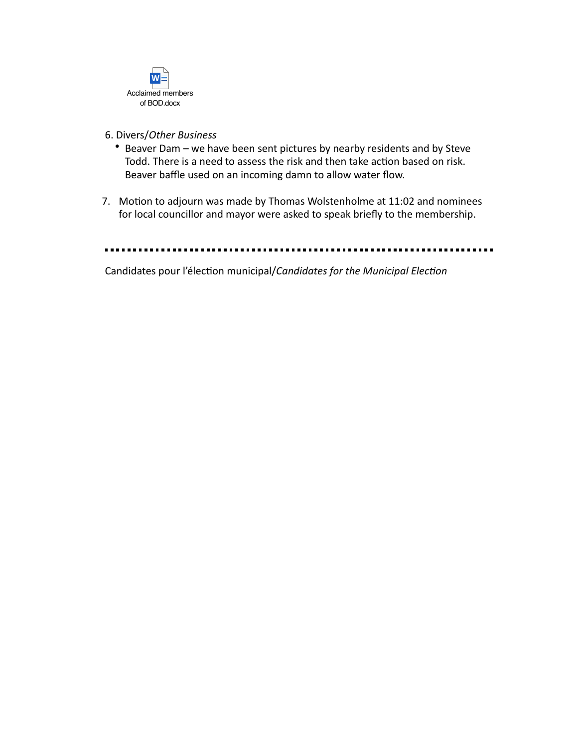Acclaimed members of BOD.docx

6. Divers/*Other Business*
   - Beaver Dam – we have been sent pictures by nearby residents and by Steve Todd. There is a need to assess the risk and then take action based on risk. Beaver baffle used on an incoming damn to allow water flow.

7. Motion to adjourn was made by Thomas Wolstenholme at 11:02 and nominees for local councillor and mayor were asked to speak briefly to the membership.

---

Candidates pour l'élection municipal/*Candidates for the Municipal Election*